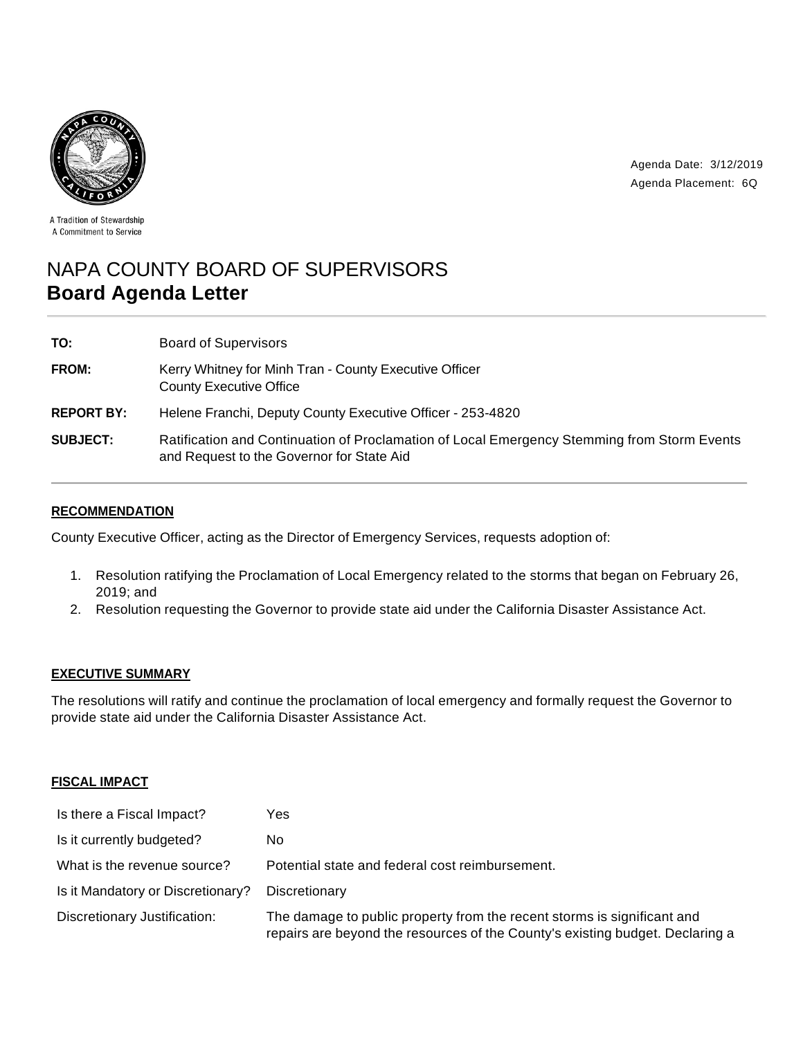A Tradition of Stewardship
A Commitment to Service

Agenda Date: 3/12/2019
Agenda Placement: 6Q

# NAPA COUNTY BOARD OF SUPERVISORS
# **Board Agenda Letter**

| | |
|---|---|
| **TO:** | Board of Supervisors |
| **FROM:** | Kerry Whitney for Minh Tran - County Executive Officer<br>County Executive Office |
| **REPORT BY:** | Helene Franchi, Deputy County Executive Officer - 253-4820 |
| **SUBJECT:** | Ratification and Continuation of Proclamation of Local Emergency Stemming from Storm Events and Request to the Governor for State Aid |

## RECOMMENDATION

County Executive Officer, acting as the Director of Emergency Services, requests adoption of:

1. Resolution ratifying the Proclamation of Local Emergency related to the storms that began on February 26, 2019; and
2. Resolution requesting the Governor to provide state aid under the California Disaster Assistance Act.

## EXECUTIVE SUMMARY

The resolutions will ratify and continue the proclamation of local emergency and formally request the Governor to provide state aid under the California Disaster Assistance Act.

## FISCAL IMPACT

| | |
|---|---|
| Is there a Fiscal Impact? | Yes |
| Is it currently budgeted? | No |
| What is the revenue source? | Potential state and federal cost reimbursement. |
| Is it Mandatory or Discretionary? | Discretionary |
| Discretionary Justification: | The damage to public property from the recent storms is significant and repairs are beyond the resources of the County's existing budget. Declaring a |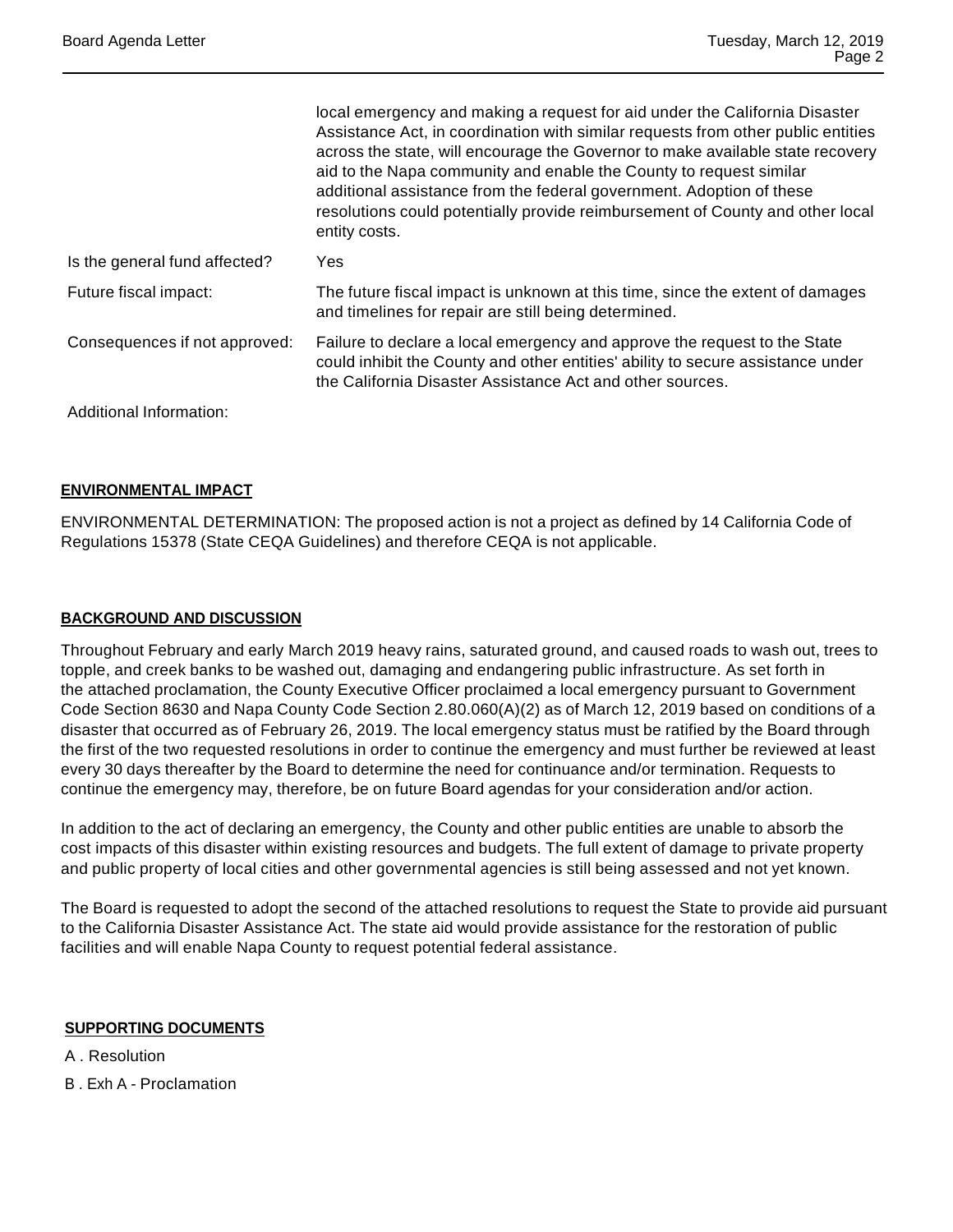| | |
|---|---|
| | local emergency and making a request for aid under the California Disaster Assistance Act, in coordination with similar requests from other public entities across the state, will encourage the Governor to make available state recovery aid to the Napa community and enable the County to request similar additional assistance from the federal government. Adoption of these resolutions could potentially provide reimbursement of County and other local entity costs. |
| Is the general fund affected? | Yes |
| Future fiscal impact: | The future fiscal impact is unknown at this time, since the extent of damages and timelines for repair are still being determined. |
| Consequences if not approved: | Failure to declare a local emergency and approve the request to the State could inhibit the County and other entities' ability to secure assistance under the California Disaster Assistance Act and other sources. |
| Additional Information: | |

## ENVIRONMENTAL IMPACT

ENVIRONMENTAL DETERMINATION: The proposed action is not a project as defined by 14 California Code of Regulations 15378 (State CEQA Guidelines) and therefore CEQA is not applicable.

## BACKGROUND AND DISCUSSION

Throughout February and early March 2019 heavy rains, saturated ground, and caused roads to wash out, trees to topple, and creek banks to be washed out, damaging and endangering public infrastructure. As set forth in the attached proclamation, the County Executive Officer proclaimed a local emergency pursuant to Government Code Section 8630 and Napa County Code Section 2.80.060(A)(2) as of March 12, 2019 based on conditions of a disaster that occurred as of February 26, 2019. The local emergency status must be ratified by the Board through the first of the two requested resolutions in order to continue the emergency and must further be reviewed at least every 30 days thereafter by the Board to determine the need for continuance and/or termination. Requests to continue the emergency may, therefore, be on future Board agendas for your consideration and/or action.

In addition to the act of declaring an emergency, the County and other public entities are unable to absorb the cost impacts of this disaster within existing resources and budgets. The full extent of damage to private property and public property of local cities and other governmental agencies is still being assessed and not yet known.

The Board is requested to adopt the second of the attached resolutions to request the State to provide aid pursuant to the California Disaster Assistance Act. The state aid would provide assistance for the restoration of public facilities and will enable Napa County to request potential federal assistance.

## SUPPORTING DOCUMENTS

A . Resolution

B . Exh A - Proclamation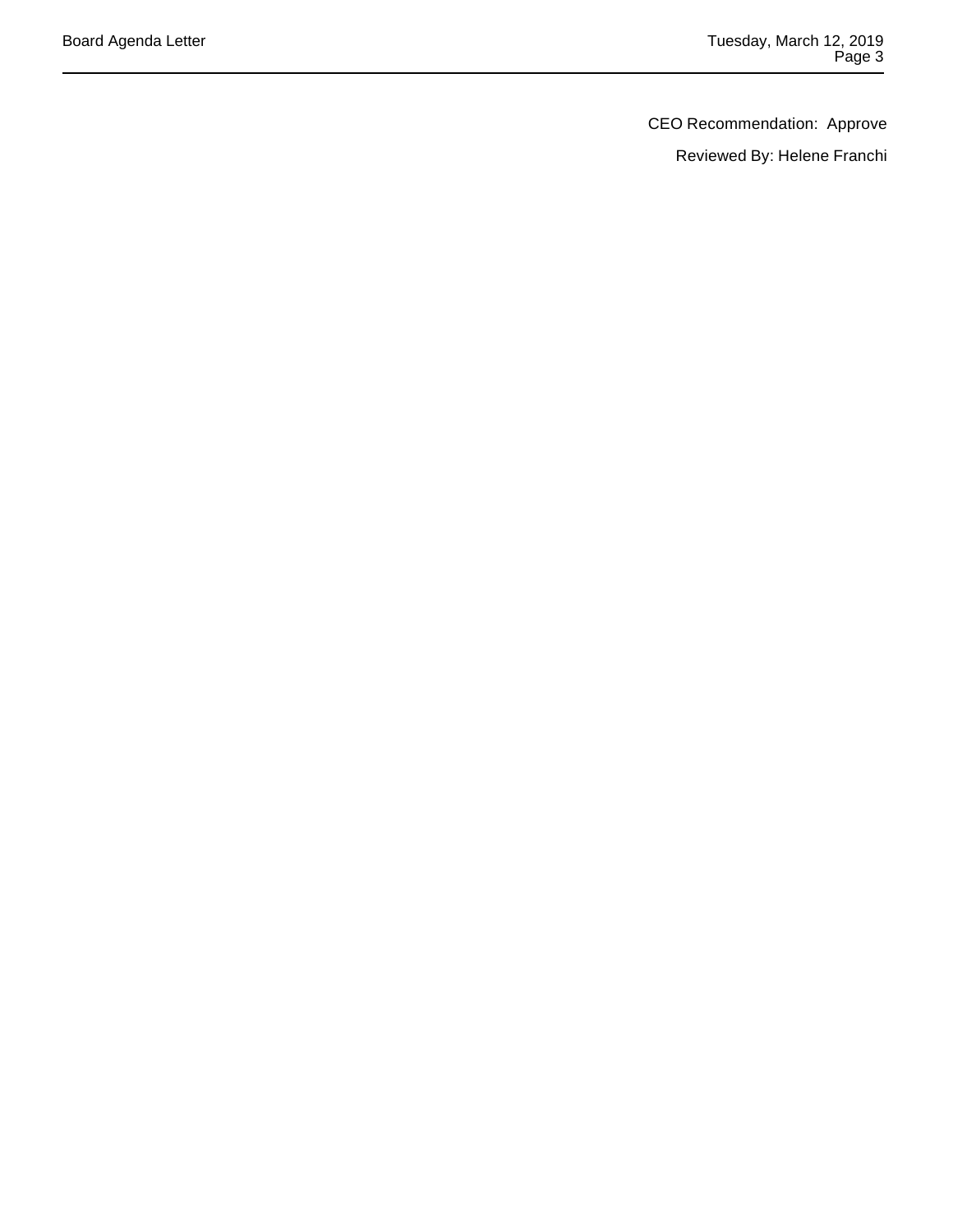CEO Recommendation: Approve

Reviewed By: Helene Franchi